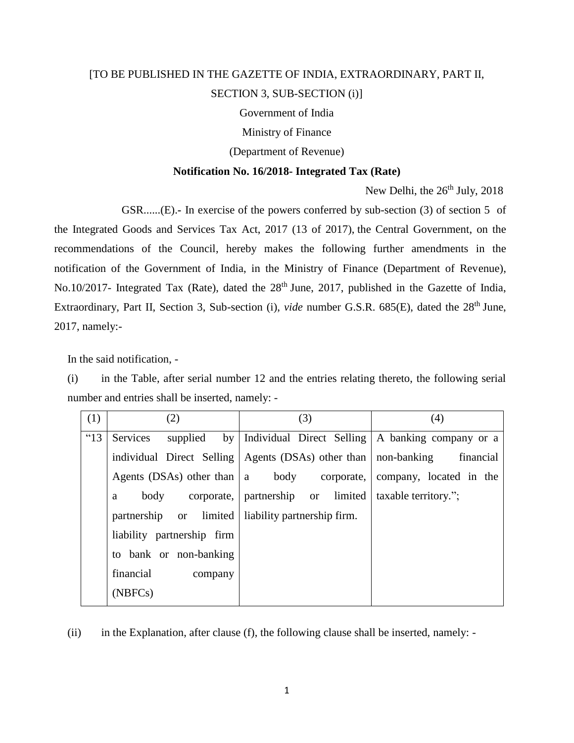[TO BE PUBLISHED IN THE GAZETTE OF INDIA, EXTRAORDINARY, PART II, SECTION 3, SUB-SECTION (i)]

Government of India

Ministry of Finance

(Department of Revenue)

**Notification No. 16/2018- Integrated Tax (Rate)**

New Delhi, the 26th July, 2018

GSR......(E).- In exercise of the powers conferred by sub-section (3) of section 5 of the Integrated Goods and Services Tax Act, 2017 (13 of 2017), the Central Government, on the recommendations of the Council, hereby makes the following further amendments in the notification of the Government of India, in the Ministry of Finance (Department of Revenue), No.10/2017- Integrated Tax (Rate), dated the 28th June, 2017, published in the Gazette of India, Extraordinary, Part II, Section 3, Sub-section (i), *vide* number G.S.R. 685(E), dated the 28th June, 2017, namely:-

In the said notification, -

(i) in the Table, after serial number 12 and the entries relating thereto, the following serial number and entries shall be inserted, namely: -

| (1) | (2) | (3) | (4) |
|---|---|---|---|
| "13 | Services supplied by individual Direct Selling Agents (DSAs) other than a body corporate, partnership or limited liability partnership firm to bank or non-banking financial company (NBFCs) | Individual Direct Selling Agents (DSAs) other than a body corporate, partnership or limited liability partnership firm. | A banking company or a non-banking financial company, located in the taxable territory."; |

(ii) in the Explanation, after clause (f), the following clause shall be inserted, namely: -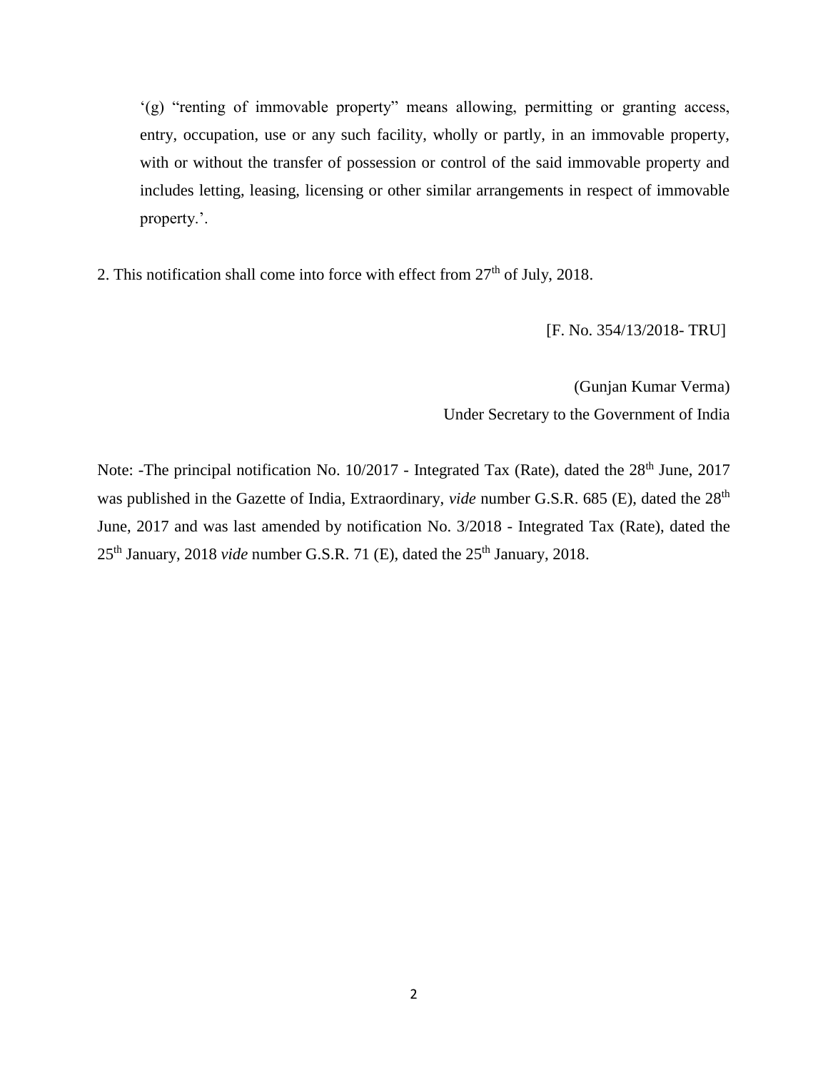'(g) "renting of immovable property" means allowing, permitting or granting access, entry, occupation, use or any such facility, wholly or partly, in an immovable property, with or without the transfer of possession or control of the said immovable property and includes letting, leasing, licensing or other similar arrangements in respect of immovable property.'.

2. This notification shall come into force with effect from 27th of July, 2018.

[F. No. 354/13/2018- TRU]

(Gunjan Kumar Verma)
Under Secretary to the Government of India

Note: -The principal notification No. 10/2017 - Integrated Tax (Rate), dated the 28th June, 2017 was published in the Gazette of India, Extraordinary, *vide* number G.S.R. 685 (E), dated the 28th June, 2017 and was last amended by notification No. 3/2018 - Integrated Tax (Rate), dated the 25th January, 2018 *vide* number G.S.R. 71 (E), dated the 25th January, 2018.